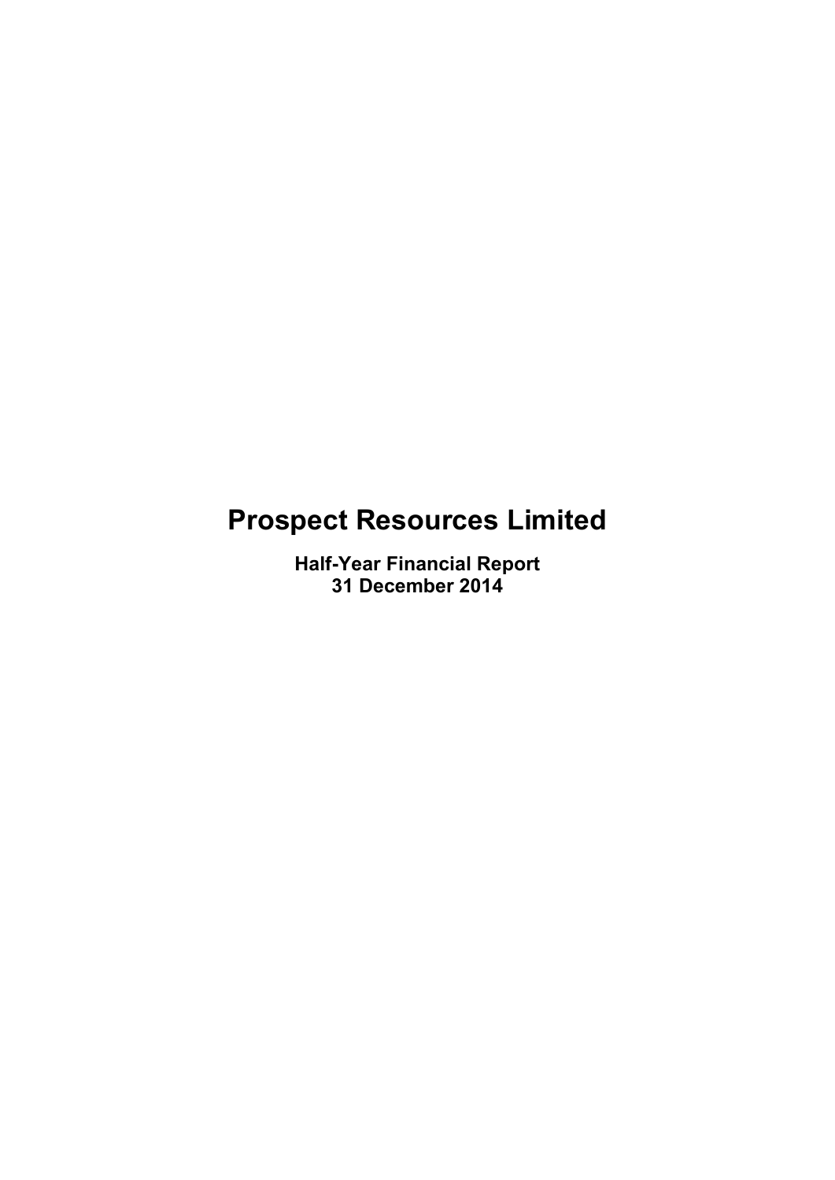# Prospect Resources Limited

**Half-Year Financial Report**
**31 December 2014**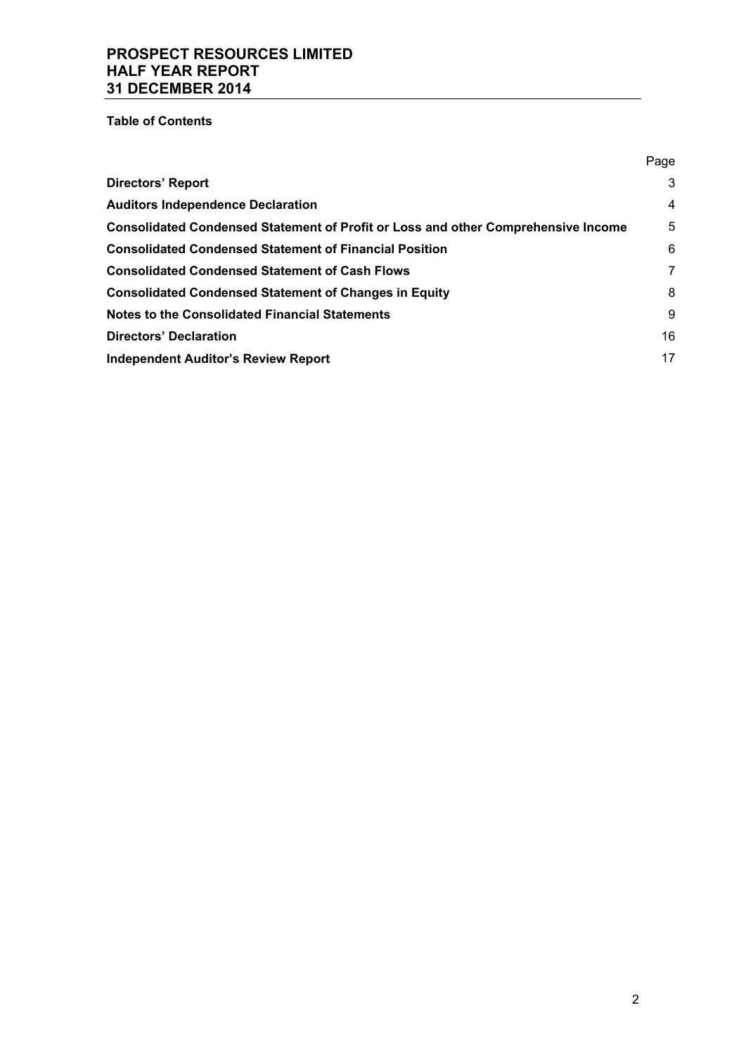# PROSPECT RESOURCES LIMITED
# HALF YEAR REPORT
# 31 DECEMBER 2014

**Table of Contents**

| | Page |
|---|---|
| **Directors' Report** | 3 |
| **Auditors Independence Declaration** | 4 |
| **Consolidated Condensed Statement of Profit or Loss and other Comprehensive Income** | 5 |
| **Consolidated Condensed Statement of Financial Position** | 6 |
| **Consolidated Condensed Statement of Cash Flows** | 7 |
| **Consolidated Condensed Statement of Changes in Equity** | 8 |
| **Notes to the Consolidated Financial Statements** | 9 |
| **Directors' Declaration** | 16 |
| **Independent Auditor's Review Report** | 17 |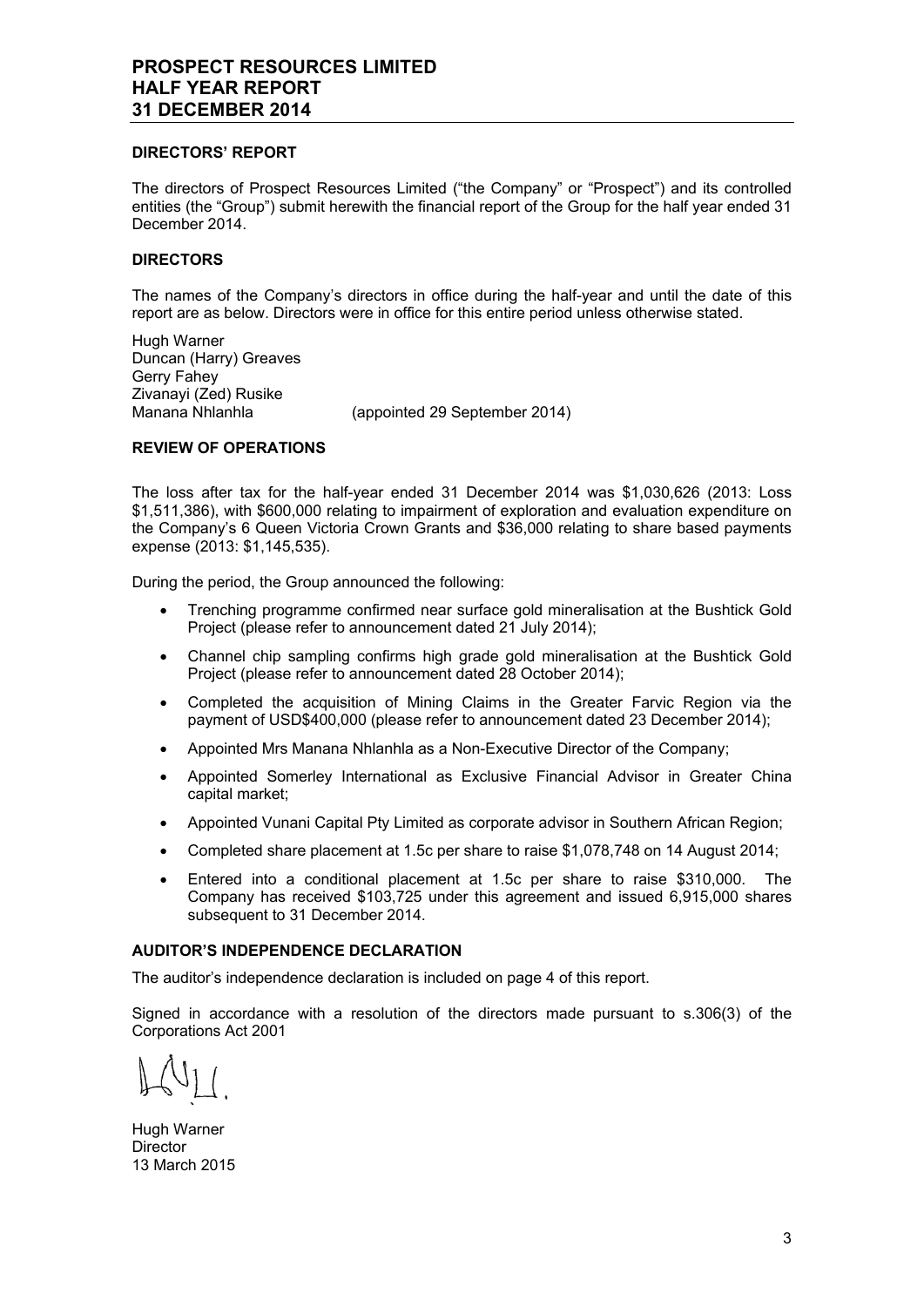## DIRECTORS' REPORT

The directors of Prospect Resources Limited ("the Company" or "Prospect") and its controlled entities (the "Group") submit herewith the financial report of the Group for the half year ended 31 December 2014.

## DIRECTORS

The names of the Company's directors in office during the half-year and until the date of this report are as below. Directors were in office for this entire period unless otherwise stated.

Hugh Warner
Duncan (Harry) Greaves
Gerry Fahey
Zivanayi (Zed) Rusike
Manana Nhlanhla (appointed 29 September 2014)

## REVIEW OF OPERATIONS

The loss after tax for the half-year ended 31 December 2014 was $1,030,626 (2013: Loss $1,511,386), with $600,000 relating to impairment of exploration and evaluation expenditure on the Company's 6 Queen Victoria Crown Grants and $36,000 relating to share based payments expense (2013: $1,145,535).

During the period, the Group announced the following:

- Trenching programme confirmed near surface gold mineralisation at the Bushtick Gold Project (please refer to announcement dated 21 July 2014);
- Channel chip sampling confirms high grade gold mineralisation at the Bushtick Gold Project (please refer to announcement dated 28 October 2014);
- Completed the acquisition of Mining Claims in the Greater Farvic Region via the payment of USD$400,000 (please refer to announcement dated 23 December 2014);
- Appointed Mrs Manana Nhlanhla as a Non-Executive Director of the Company;
- Appointed Somerley International as Exclusive Financial Advisor in Greater China capital market;
- Appointed Vunani Capital Pty Limited as corporate advisor in Southern African Region;
- Completed share placement at 1.5c per share to raise $1,078,748 on 14 August 2014;
- Entered into a conditional placement at 1.5c per share to raise $310,000. The Company has received $103,725 under this agreement and issued 6,915,000 shares subsequent to 31 December 2014.

## AUDITOR'S INDEPENDENCE DECLARATION

The auditor's independence declaration is included on page 4 of this report.

Signed in accordance with a resolution of the directors made pursuant to s.306(3) of the Corporations Act 2001

Hugh Warner
Director
13 March 2015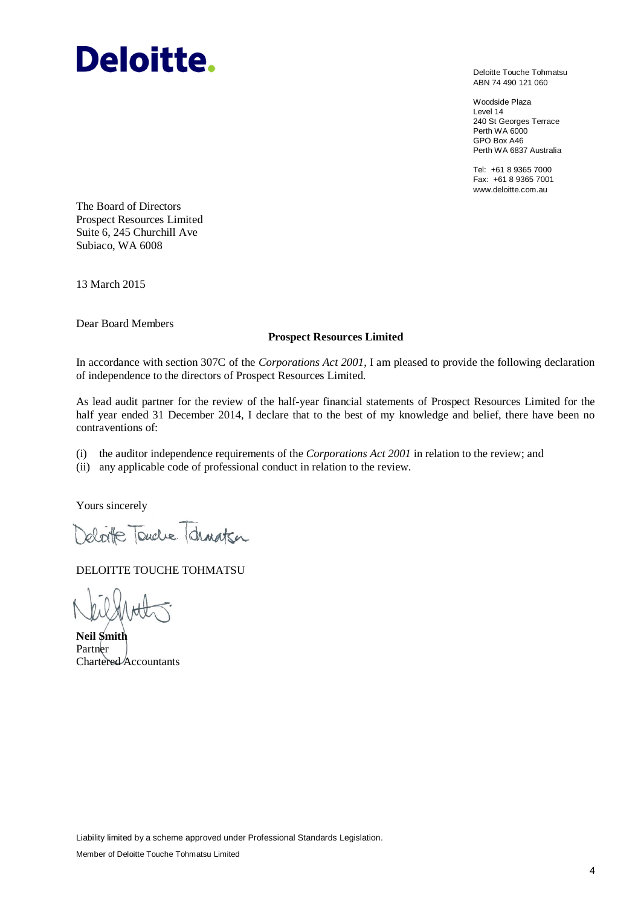Deloitte.

Deloitte Touche Tohmatsu
ABN 74 490 121 060

Woodside Plaza
Level 14
240 St Georges Terrace
Perth WA 6000
GPO Box A46
Perth WA 6837 Australia

Tel: +61 8 9365 7000
Fax: +61 8 9365 7001
www.deloitte.com.au

The Board of Directors
Prospect Resources Limited
Suite 6, 245 Churchill Ave
Subiaco, WA 6008

13 March 2015

Dear Board Members

**Prospect Resources Limited**

In accordance with section 307C of the *Corporations Act 2001*, I am pleased to provide the following declaration of independence to the directors of Prospect Resources Limited.

As lead audit partner for the review of the half-year financial statements of Prospect Resources Limited for the half year ended 31 December 2014, I declare that to the best of my knowledge and belief, there have been no contraventions of:

(i) the auditor independence requirements of the *Corporations Act 2001* in relation to the review; and
(ii) any applicable code of professional conduct in relation to the review.

Yours sincerely

DELOITTE TOUCHE TOHMATSU

**Neil Smith**
Partner
Chartered Accountants

Liability limited by a scheme approved under Professional Standards Legislation.

Member of Deloitte Touche Tohmatsu Limited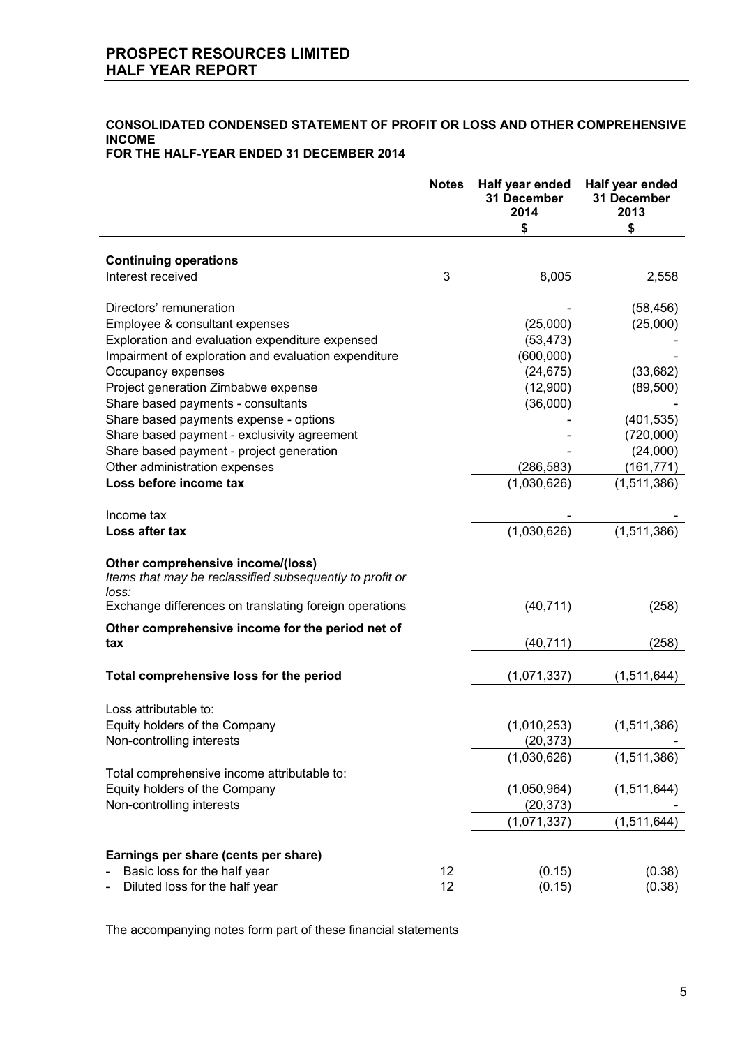# PROSPECT RESOURCES LIMITED
# HALF YEAR REPORT

## CONSOLIDATED CONDENSED STATEMENT OF PROFIT OR LOSS AND OTHER COMPREHENSIVE INCOME
## FOR THE HALF-YEAR ENDED 31 DECEMBER 2014

| | Notes | Half year ended 31 December 2014 $ | Half year ended 31 December 2013 $ |
|---|---|---|---|
| **Continuing operations** | | | |
| Interest received | 3 | 8,005 | 2,558 |
| | | | |
| Directors' remuneration | | - | (58,456) |
| Employee & consultant expenses | | (25,000) | (25,000) |
| Exploration and evaluation expenditure expensed | | (53,473) | - |
| Impairment of exploration and evaluation expenditure | | (600,000) | - |
| Occupancy expenses | | (24,675) | (33,682) |
| Project generation Zimbabwe expense | | (12,900) | (89,500) |
| Share based payments - consultants | | (36,000) | - |
| Share based payments expense - options | | - | (401,535) |
| Share based payment - exclusivity agreement | | - | (720,000) |
| Share based payment - project generation | | - | (24,000) |
| Other administration expenses | | (286,583) | (161,771) |
| **Loss before income tax** | | (1,030,626) | (1,511,386) |
| | | | |
| Income tax | | - | - |
| **Loss after tax** | | (1,030,626) | (1,511,386) |
| | | | |
| **Other comprehensive income/(loss)** | | | |
| *Items that may be reclassified subsequently to profit or loss:* | | | |
| Exchange differences on translating foreign operations | | (40,711) | (258) |
| **Other comprehensive income for the period net of tax** | | (40,711) | (258) |
| | | | |
| **Total comprehensive loss for the period** | | (1,071,337) | (1,511,644) |
| | | | |
| Loss attributable to: | | | |
| Equity holders of the Company | | (1,010,253) | (1,511,386) |
| Non-controlling interests | | (20,373) | - |
| | | (1,030,626) | (1,511,386) |
| Total comprehensive income attributable to: | | | |
| Equity holders of the Company | | (1,050,964) | (1,511,644) |
| Non-controlling interests | | (20,373) | - |
| | | (1,071,337) | (1,511,644) |
| | | | |
| **Earnings per share (cents per share)** | | | |
| - Basic loss for the half year | 12 | (0.15) | (0.38) |
| - Diluted loss for the half year | 12 | (0.15) | (0.38) |

The accompanying notes form part of these financial statements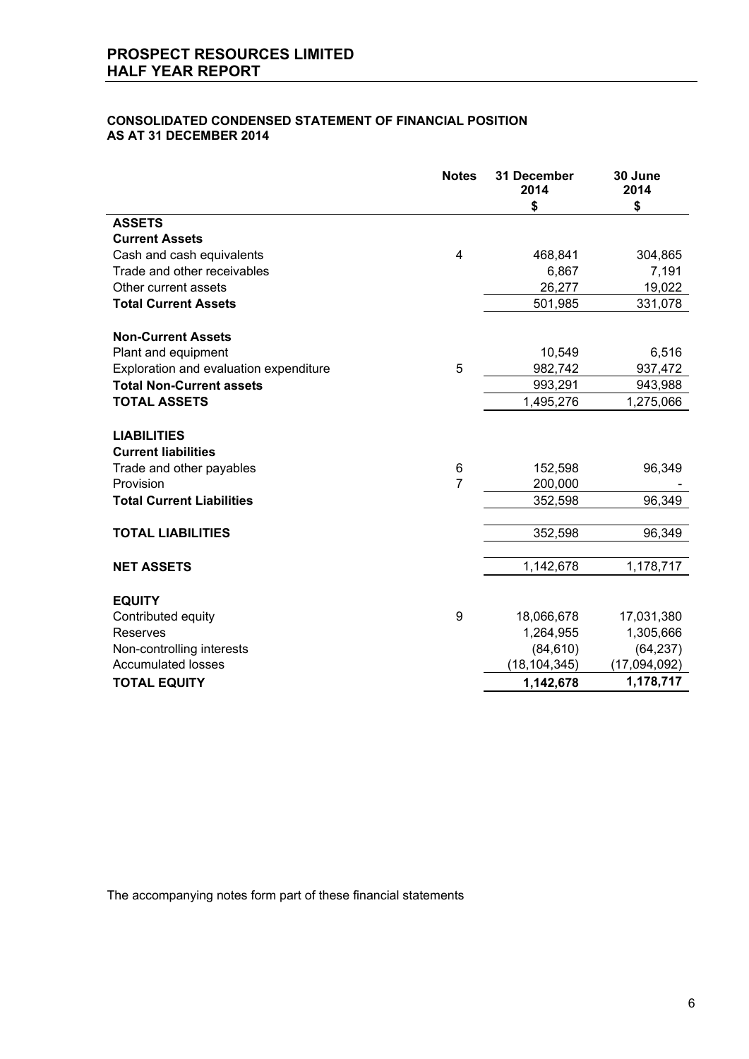**CONSOLIDATED CONDENSED STATEMENT OF FINANCIAL POSITION**
**AS AT 31 DECEMBER 2014**

| | Notes | 31 December 2014 $ | 30 June 2014 $ |
|---|---|---|---|
| **ASSETS** | | | |
| **Current Assets** | | | |
| Cash and cash equivalents | 4 | 468,841 | 304,865 |
| Trade and other receivables | | 6,867 | 7,191 |
| Other current assets | | 26,277 | 19,022 |
| **Total Current Assets** | | 501,985 | 331,078 |
| | | | |
| **Non-Current Assets** | | | |
| Plant and equipment | | 10,549 | 6,516 |
| Exploration and evaluation expenditure | 5 | 982,742 | 937,472 |
| **Total Non-Current assets** | | 993,291 | 943,988 |
| **TOTAL ASSETS** | | 1,495,276 | 1,275,066 |
| | | | |
| **LIABILITIES** | | | |
| **Current liabilities** | | | |
| Trade and other payables | 6 | 152,598 | 96,349 |
| Provision | 7 | 200,000 | - |
| **Total Current Liabilities** | | 352,598 | 96,349 |
| | | | |
| **TOTAL LIABILITIES** | | 352,598 | 96,349 |
| | | | |
| **NET ASSETS** | | 1,142,678 | 1,178,717 |
| | | | |
| **EQUITY** | | | |
| Contributed equity | 9 | 18,066,678 | 17,031,380 |
| Reserves | | 1,264,955 | 1,305,666 |
| Non-controlling interests | | (84,610) | (64,237) |
| Accumulated losses | | (18,104,345) | (17,094,092) |
| **TOTAL EQUITY** | | **1,142,678** | **1,178,717** |

The accompanying notes form part of these financial statements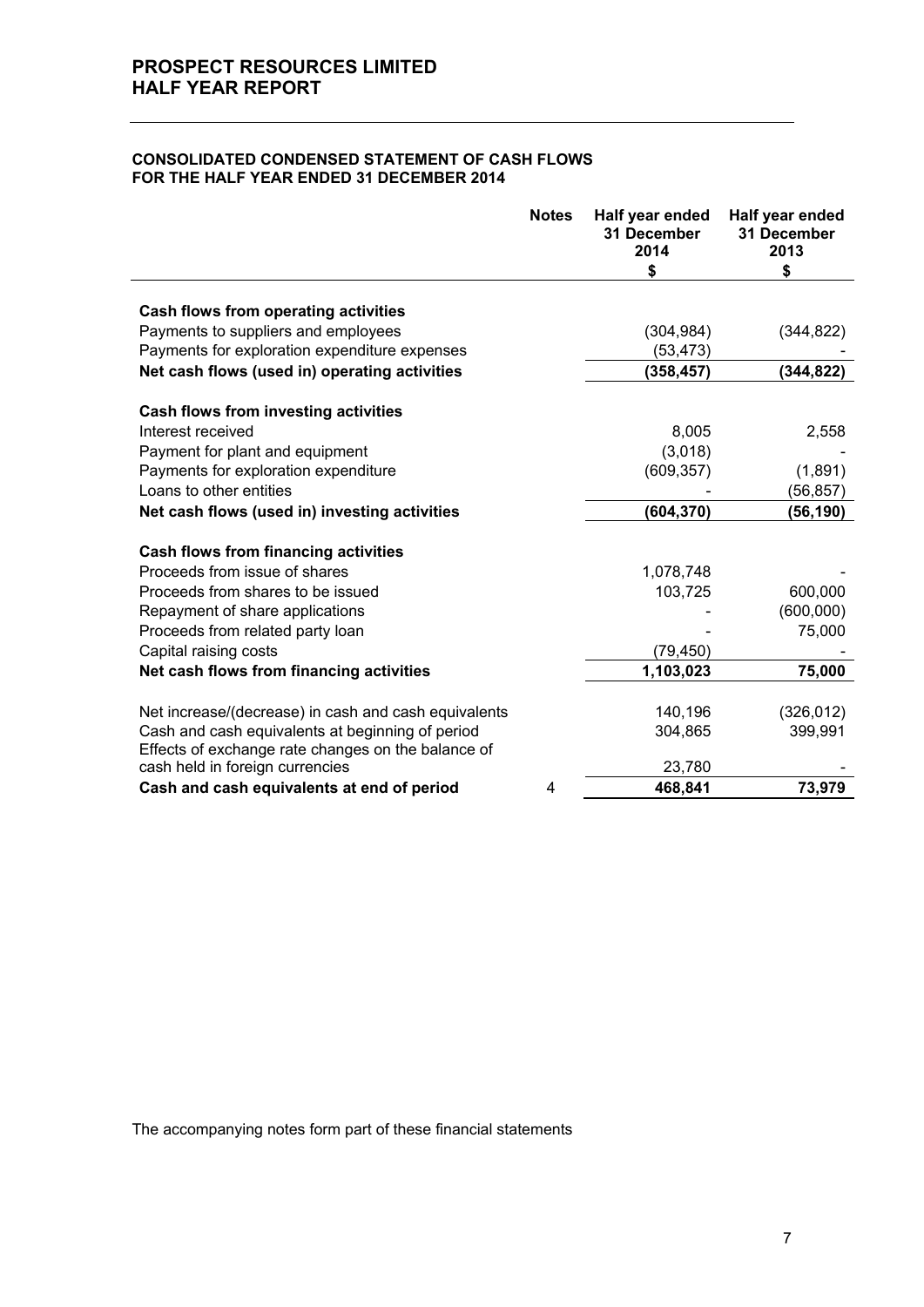# PROSPECT RESOURCES LIMITED
# HALF YEAR REPORT

## CONSOLIDATED CONDENSED STATEMENT OF CASH FLOWS
## FOR THE HALF YEAR ENDED 31 DECEMBER 2014

| | Notes | Half year ended 31 December 2014 $ | Half year ended 31 December 2013 $ |
|---|---|---|---|
| **Cash flows from operating activities** | | | |
| Payments to suppliers and employees | | (304,984) | (344,822) |
| Payments for exploration expenditure expenses | | (53,473) | - |
| **Net cash flows (used in) operating activities** | | **(358,457)** | **(344,822)** |
| **Cash flows from investing activities** | | | |
| Interest received | | 8,005 | 2,558 |
| Payment for plant and equipment | | (3,018) | - |
| Payments for exploration expenditure | | (609,357) | (1,891) |
| Loans to other entities | | - | (56,857) |
| **Net cash flows (used in) investing activities** | | **(604,370)** | **(56,190)** |
| **Cash flows from financing activities** | | | |
| Proceeds from issue of shares | | 1,078,748 | - |
| Proceeds from shares to be issued | | 103,725 | 600,000 |
| Repayment of share applications | | - | (600,000) |
| Proceeds from related party loan | | - | 75,000 |
| Capital raising costs | | (79,450) | - |
| **Net cash flows from financing activities** | | **1,103,023** | **75,000** |
| Net increase/(decrease) in cash and cash equivalents | | 140,196 | (326,012) |
| Cash and cash equivalents at beginning of period | | 304,865 | 399,991 |
| Effects of exchange rate changes on the balance of cash held in foreign currencies | | 23,780 | - |
| **Cash and cash equivalents at end of period** | 4 | **468,841** | **73,979** |

The accompanying notes form part of these financial statements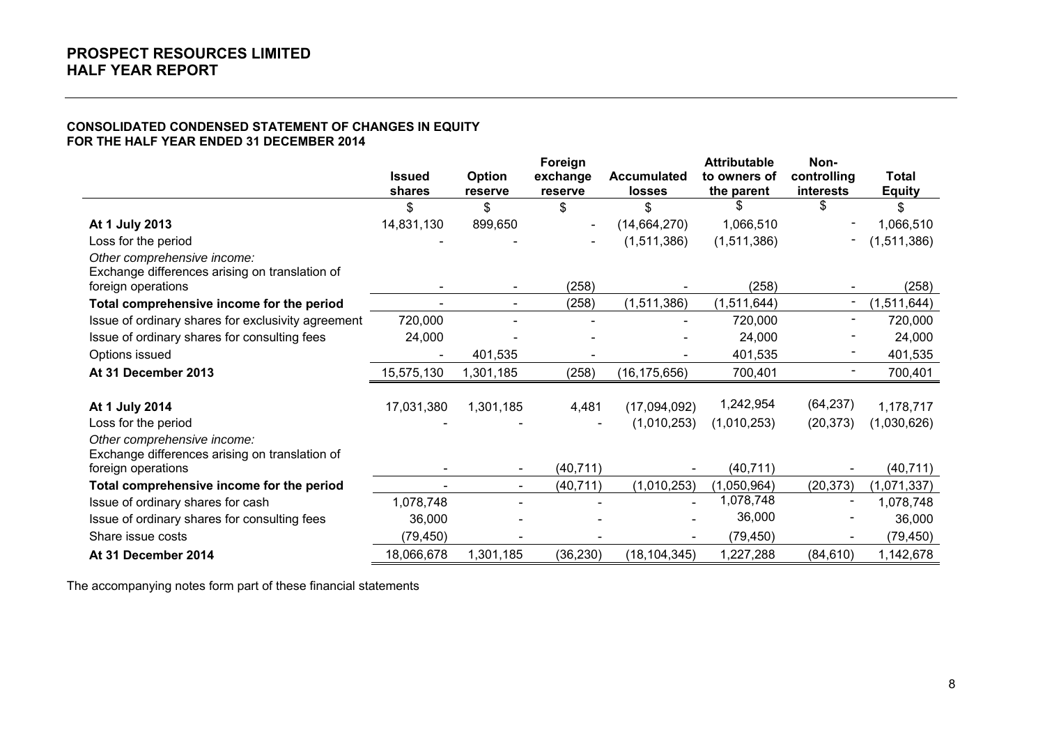**PROSPECT RESOURCES LIMITED**
**HALF YEAR REPORT**

**CONSOLIDATED CONDENSED STATEMENT OF CHANGES IN EQUITY**
**FOR THE HALF YEAR ENDED 31 DECEMBER 2014**

| | Issued shares | Option reserve | Foreign exchange reserve | Accumulated losses | Attributable to owners of the parent | Non-controlling interests | Total Equity |
|---|---|---|---|---|---|---|---|
| | $ | $ | $ | $ | $ | $ | $ |
| **At 1 July 2013** | 14,831,130 | 899,650 | - | (14,664,270) | 1,066,510 | - | 1,066,510 |
| Loss for the period | - | - | - | (1,511,386) | (1,511,386) | - | (1,511,386) |
| *Other comprehensive income:* | | | | | | | |
| Exchange differences arising on translation of foreign operations | - | - | (258) | - | (258) | - | (258) |
| **Total comprehensive income for the period** | - | - | (258) | (1,511,386) | (1,511,644) | - | (1,511,644) |
| Issue of ordinary shares for exclusivity agreement | 720,000 | - | - | - | 720,000 | - | 720,000 |
| Issue of ordinary shares for consulting fees | 24,000 | - | - | - | 24,000 | - | 24,000 |
| Options issued | - | 401,535 | - | - | 401,535 | - | 401,535 |
| **At 31 December 2013** | 15,575,130 | 1,301,185 | (258) | (16,175,656) | 700,401 | - | 700,401 |
| | | | | | | | |
| **At 1 July 2014** | 17,031,380 | 1,301,185 | 4,481 | (17,094,092) | 1,242,954 | (64,237) | 1,178,717 |
| Loss for the period | - | - | - | (1,010,253) | (1,010,253) | (20,373) | (1,030,626) |
| *Other comprehensive income:* | | | | | | | |
| Exchange differences arising on translation of foreign operations | - | - | (40,711) | - | (40,711) | - | (40,711) |
| **Total comprehensive income for the period** | - | - | (40,711) | (1,010,253) | (1,050,964) | (20,373) | (1,071,337) |
| Issue of ordinary shares for cash | 1,078,748 | - | - | - | 1,078,748 | - | 1,078,748 |
| Issue of ordinary shares for consulting fees | 36,000 | - | - | - | 36,000 | - | 36,000 |
| Share issue costs | (79,450) | - | - | - | (79,450) | - | (79,450) |
| **At 31 December 2014** | 18,066,678 | 1,301,185 | (36,230) | (18,104,345) | 1,227,288 | (84,610) | 1,142,678 |

The accompanying notes form part of these financial statements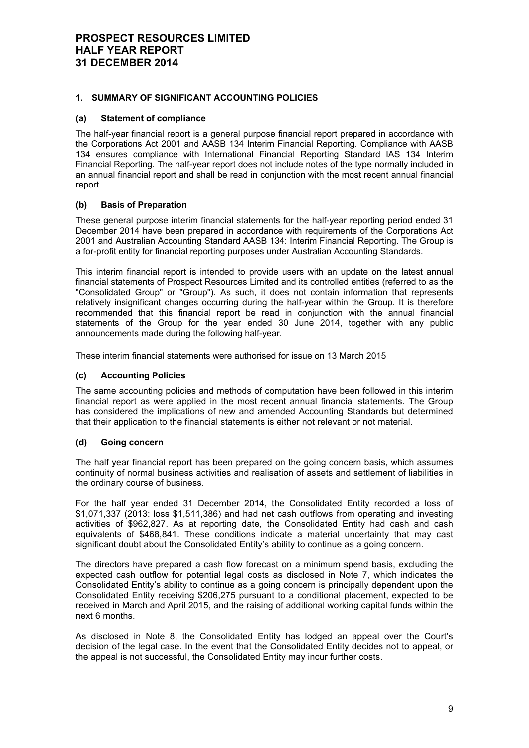## 1. SUMMARY OF SIGNIFICANT ACCOUNTING POLICIES

### (a) Statement of compliance

The half-year financial report is a general purpose financial report prepared in accordance with the Corporations Act 2001 and AASB 134 Interim Financial Reporting. Compliance with AASB 134 ensures compliance with International Financial Reporting Standard IAS 134 Interim Financial Reporting. The half-year report does not include notes of the type normally included in an annual financial report and shall be read in conjunction with the most recent annual financial report.

### (b) Basis of Preparation

These general purpose interim financial statements for the half-year reporting period ended 31 December 2014 have been prepared in accordance with requirements of the Corporations Act 2001 and Australian Accounting Standard AASB 134: Interim Financial Reporting. The Group is a for-profit entity for financial reporting purposes under Australian Accounting Standards.

This interim financial report is intended to provide users with an update on the latest annual financial statements of Prospect Resources Limited and its controlled entities (referred to as the "Consolidated Group" or "Group"). As such, it does not contain information that represents relatively insignificant changes occurring during the half-year within the Group. It is therefore recommended that this financial report be read in conjunction with the annual financial statements of the Group for the year ended 30 June 2014, together with any public announcements made during the following half-year.

These interim financial statements were authorised for issue on 13 March 2015

### (c) Accounting Policies

The same accounting policies and methods of computation have been followed in this interim financial report as were applied in the most recent annual financial statements. The Group has considered the implications of new and amended Accounting Standards but determined that their application to the financial statements is either not relevant or not material.

### (d) Going concern

The half year financial report has been prepared on the going concern basis, which assumes continuity of normal business activities and realisation of assets and settlement of liabilities in the ordinary course of business.

For the half year ended 31 December 2014, the Consolidated Entity recorded a loss of $1,071,337 (2013: loss $1,511,386) and had net cash outflows from operating and investing activities of $962,827. As at reporting date, the Consolidated Entity had cash and cash equivalents of $468,841. These conditions indicate a material uncertainty that may cast significant doubt about the Consolidated Entity's ability to continue as a going concern.

The directors have prepared a cash flow forecast on a minimum spend basis, excluding the expected cash outflow for potential legal costs as disclosed in Note 7, which indicates the Consolidated Entity's ability to continue as a going concern is principally dependent upon the Consolidated Entity receiving $206,275 pursuant to a conditional placement, expected to be received in March and April 2015, and the raising of additional working capital funds within the next 6 months.

As disclosed in Note 8, the Consolidated Entity has lodged an appeal over the Court's decision of the legal case. In the event that the Consolidated Entity decides not to appeal, or the appeal is not successful, the Consolidated Entity may incur further costs.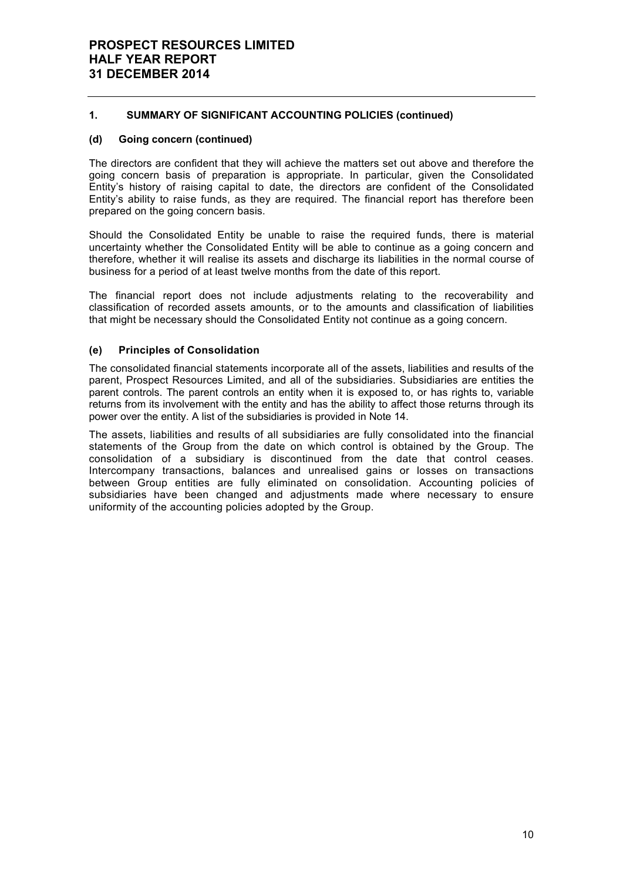## 1. SUMMARY OF SIGNIFICANT ACCOUNTING POLICIES (continued)

### (d) Going concern (continued)

The directors are confident that they will achieve the matters set out above and therefore the going concern basis of preparation is appropriate. In particular, given the Consolidated Entity's history of raising capital to date, the directors are confident of the Consolidated Entity's ability to raise funds, as they are required. The financial report has therefore been prepared on the going concern basis.

Should the Consolidated Entity be unable to raise the required funds, there is material uncertainty whether the Consolidated Entity will be able to continue as a going concern and therefore, whether it will realise its assets and discharge its liabilities in the normal course of business for a period of at least twelve months from the date of this report.

The financial report does not include adjustments relating to the recoverability and classification of recorded assets amounts, or to the amounts and classification of liabilities that might be necessary should the Consolidated Entity not continue as a going concern.

### (e) Principles of Consolidation

The consolidated financial statements incorporate all of the assets, liabilities and results of the parent, Prospect Resources Limited, and all of the subsidiaries. Subsidiaries are entities the parent controls. The parent controls an entity when it is exposed to, or has rights to, variable returns from its involvement with the entity and has the ability to affect those returns through its power over the entity. A list of the subsidiaries is provided in Note 14.

The assets, liabilities and results of all subsidiaries are fully consolidated into the financial statements of the Group from the date on which control is obtained by the Group. The consolidation of a subsidiary is discontinued from the date that control ceases. Intercompany transactions, balances and unrealised gains or losses on transactions between Group entities are fully eliminated on consolidation. Accounting policies of subsidiaries have been changed and adjustments made where necessary to ensure uniformity of the accounting policies adopted by the Group.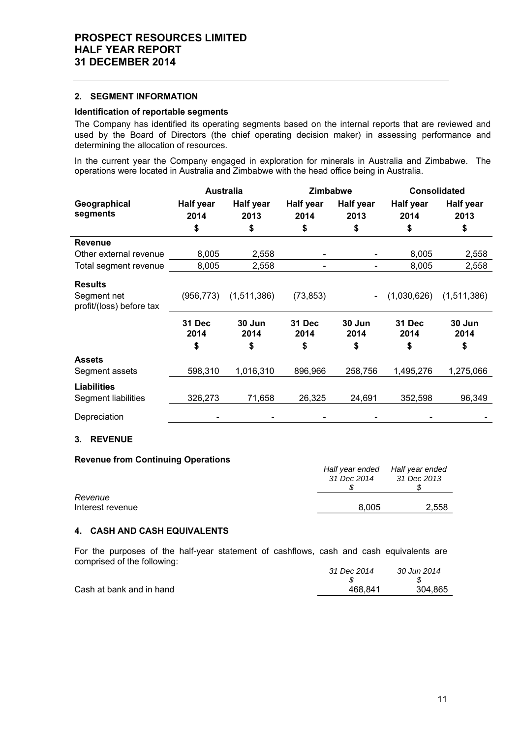## 2. SEGMENT INFORMATION

### Identification of reportable segments

The Company has identified its operating segments based on the internal reports that are reviewed and used by the Board of Directors (the chief operating decision maker) in assessing performance and determining the allocation of resources.

In the current year the Company engaged in exploration for minerals in Australia and Zimbabwe. The operations were located in Australia and Zimbabwe with the head office being in Australia.

| | Australia | | Zimbabwe | | Consolidated | |
|---|---|---|---|---|---|---|
| **Geographical segments** | **Half year 2014** | **Half year 2013** | **Half year 2014** | **Half year 2013** | **Half year 2014** | **Half year 2013** |
| | **$** | **$** | **$** | **$** | **$** | **$** |
| **Revenue** | | | | | | |
| Other external revenue | 8,005 | 2,558 | - | - | 8,005 | 2,558 |
| Total segment revenue | 8,005 | 2,558 | - | - | 8,005 | 2,558 |
| **Results** | | | | | | |
| Segment net profit/(loss) before tax | (956,773) | (1,511,386) | (73,853) | - | (1,030,626) | (1,511,386) |
| | **31 Dec 2014** | **30 Jun 2014** | **31 Dec 2014** | **30 Jun 2014** | **31 Dec 2014** | **30 Jun 2014** |
| | **$** | **$** | **$** | **$** | **$** | **$** |
| **Assets** | | | | | | |
| Segment assets | 598,310 | 1,016,310 | 896,966 | 258,756 | 1,495,276 | 1,275,066 |
| **Liabilities** | | | | | | |
| Segment liabilities | 326,273 | 71,658 | 26,325 | 24,691 | 352,598 | 96,349 |
| Depreciation | - | - | - | - | - | - |

## 3. REVENUE

### Revenue from Continuing Operations

| | *Half year ended 31 Dec 2014* | *Half year ended 31 Dec 2013* |
|---|---|---|
| | *$* | *$* |
| *Revenue* | | |
| Interest revenue | 8,005 | 2,558 |

## 4. CASH AND CASH EQUIVALENTS

For the purposes of the half-year statement of cashflows, cash and cash equivalents are comprised of the following:

| | *31 Dec 2014* | *30 Jun 2014* |
|---|---|---|
| | *$* | *$* |
| Cash at bank and in hand | 468,841 | 304,865 |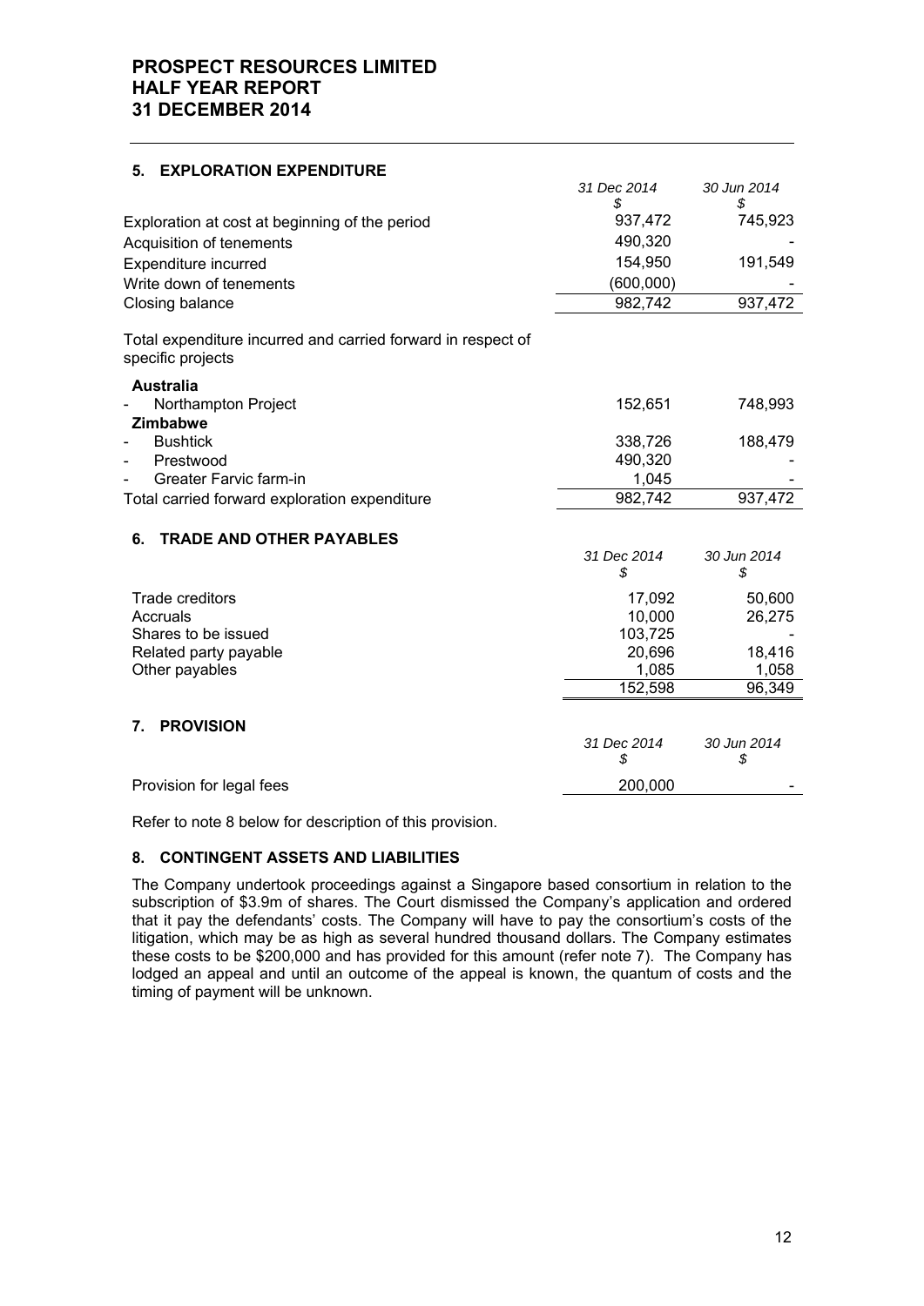## 5. EXPLORATION EXPENDITURE

| | 31 Dec 2014<br>$ | 30 Jun 2014<br>$ |
|---|---|---|
| Exploration at cost at beginning of the period | 937,472 | 745,923 |
| Acquisition of tenements | 490,320 | - |
| Expenditure incurred | 154,950 | 191,549 |
| Write down of tenements | (600,000) | - |
| Closing balance | 982,742 | 937,472 |
| | | |
| Total expenditure incurred and carried forward in respect of specific projects | | |
| **Australia** | | |
| - Northampton Project | 152,651 | 748,993 |
| **Zimbabwe** | | |
| - Bushtick | 338,726 | 188,479 |
| - Prestwood | 490,320 | - |
| - Greater Farvic farm-in | 1,045 | - |
| Total carried forward exploration expenditure | 982,742 | 937,472 |

## 6. TRADE AND OTHER PAYABLES

| | 31 Dec 2014<br>$ | 30 Jun 2014<br>$ |
|---|---|---|
| Trade creditors | 17,092 | 50,600 |
| Accruals | 10,000 | 26,275 |
| Shares to be issued | 103,725 | - |
| Related party payable | 20,696 | 18,416 |
| Other payables | 1,085 | 1,058 |
| | 152,598 | 96,349 |

## 7. PROVISION

| | 31 Dec 2014<br>$ | 30 Jun 2014<br>$ |
|---|---|---|
| Provision for legal fees | 200,000 | - |

Refer to note 8 below for description of this provision.

## 8. CONTINGENT ASSETS AND LIABILITIES

The Company undertook proceedings against a Singapore based consortium in relation to the subscription of $3.9m of shares. The Court dismissed the Company's application and ordered that it pay the defendants' costs. The Company will have to pay the consortium's costs of the litigation, which may be as high as several hundred thousand dollars. The Company estimates these costs to be $200,000 and has provided for this amount (refer note 7). The Company has lodged an appeal and until an outcome of the appeal is known, the quantum of costs and the timing of payment will be unknown.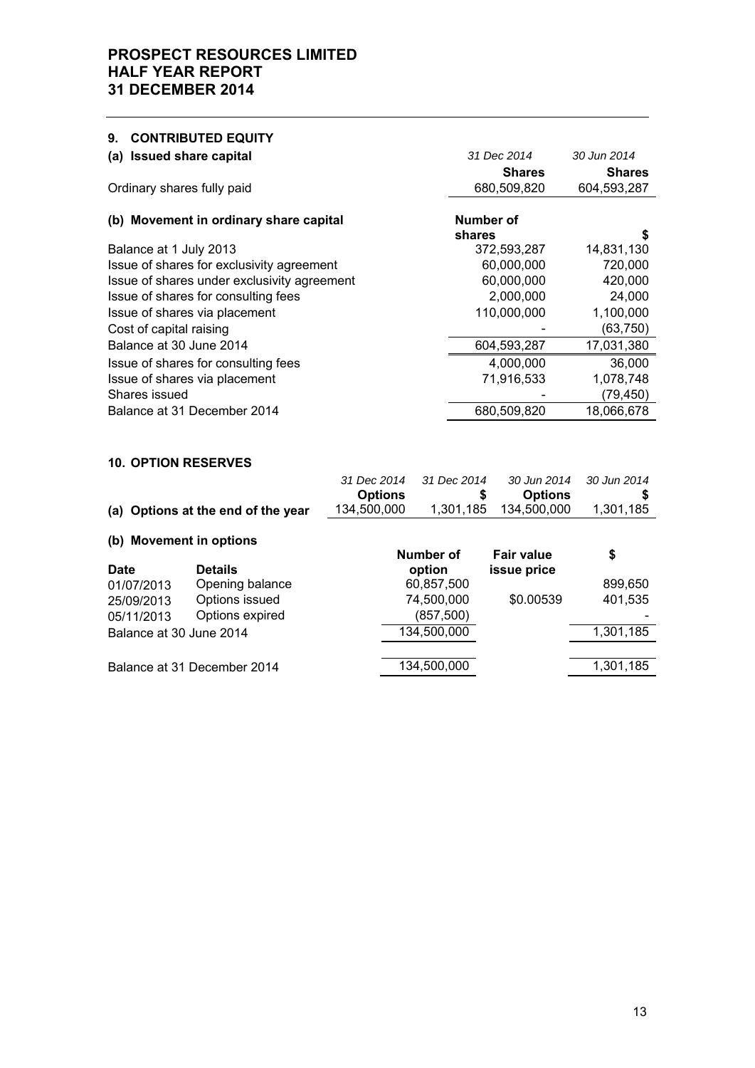## 9. CONTRIBUTED EQUITY

### (a) Issued share capital

| | *31 Dec 2014* | *30 Jun 2014* |
|---|---|---|
| | **Shares** | **Shares** |
| Ordinary shares fully paid | 680,509,820 | 604,593,287 |

### (b) Movement in ordinary share capital

| | **Number of shares** | **$** |
|---|---|---|
| Balance at 1 July 2013 | 372,593,287 | 14,831,130 |
| Issue of shares for exclusivity agreement | 60,000,000 | 720,000 |
| Issue of shares under exclusivity agreement | 60,000,000 | 420,000 |
| Issue of shares for consulting fees | 2,000,000 | 24,000 |
| Issue of shares via placement | 110,000,000 | 1,100,000 |
| Cost of capital raising | - | (63,750) |
| Balance at 30 June 2014 | 604,593,287 | 17,031,380 |
| Issue of shares for consulting fees | 4,000,000 | 36,000 |
| Issue of shares via placement | 71,916,533 | 1,078,748 |
| Shares issued | - | (79,450) |
| Balance at 31 December 2014 | 680,509,820 | 18,066,678 |

## 10. OPTION RESERVES

| | *31 Dec 2014* | *31 Dec 2014* | *30 Jun 2014* | *30 Jun 2014* |
|---|---|---|---|---|
| | **Options** | **$** | **Options** | **$** |
| **(a) Options at the end of the year** | 134,500,000 | 1,301,185 | 134,500,000 | 1,301,185 |

### (b) Movement in options

| **Date** | **Details** | **Number of option** | **Fair value issue price** | **$** |
|---|---|---|---|---|
| 01/07/2013 | Opening balance | 60,857,500 | | 899,650 |
| 25/09/2013 | Options issued | 74,500,000 | $0.00539 | 401,535 |
| 05/11/2013 | Options expired | (857,500) | | - |
| Balance at 30 June 2014 | | 134,500,000 | | 1,301,185 |
| Balance at 31 December 2014 | | 134,500,000 | | 1,301,185 |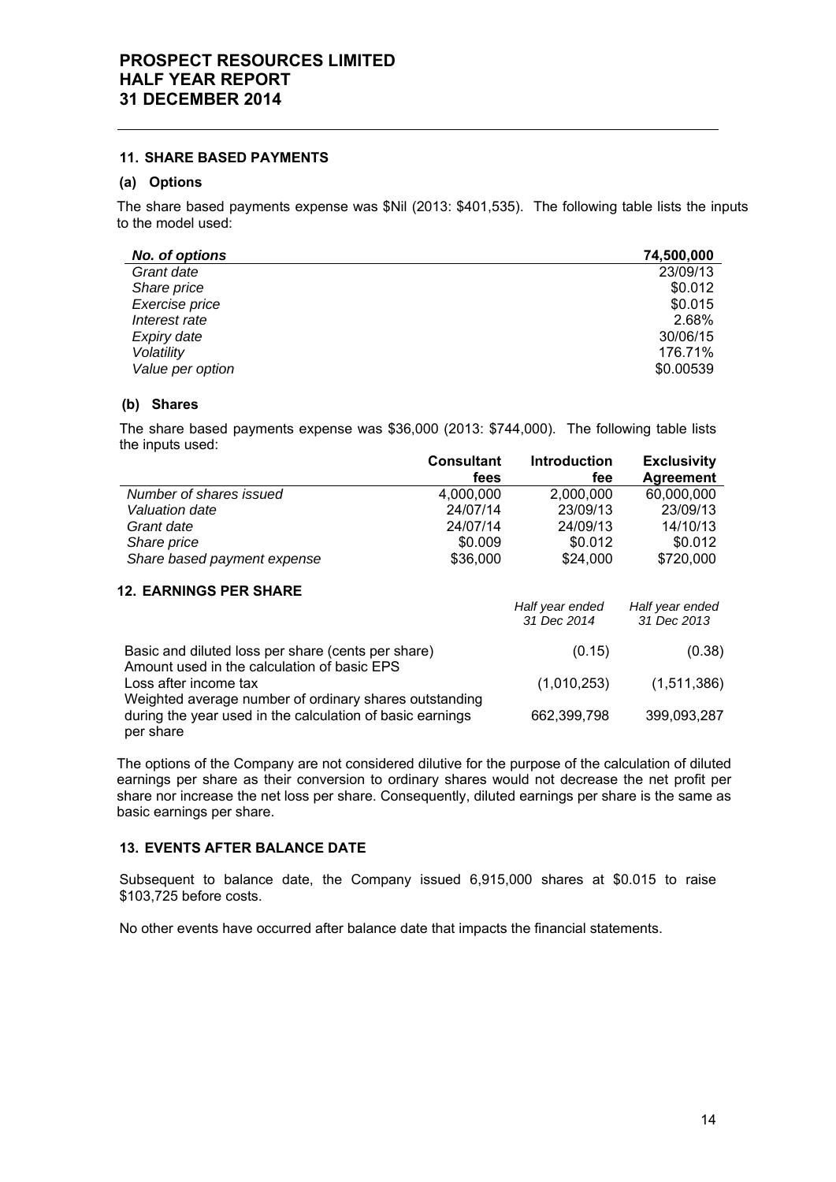## 11. SHARE BASED PAYMENTS

### (a) Options

The share based payments expense was $Nil (2013: $401,535). The following table lists the inputs to the model used:

| *No. of options* | 74,500,000 |
|---|---|
| *Grant date* | 23/09/13 |
| *Share price* | $0.012 |
| *Exercise price* | $0.015 |
| *Interest rate* | 2.68% |
| *Expiry date* | 30/06/15 |
| *Volatility* | 176.71% |
| *Value per option* | $0.00539 |

### (b) Shares

The share based payments expense was $36,000 (2013: $744,000). The following table lists the inputs used:

| | Consultant fees | Introduction fee | Exclusivity Agreement |
|---|---|---|---|
| *Number of shares issued* | 4,000,000 | 2,000,000 | 60,000,000 |
| *Valuation date* | 24/07/14 | 23/09/13 | 23/09/13 |
| *Grant date* | 24/07/14 | 24/09/13 | 14/10/13 |
| *Share price* | $0.009 | $0.012 | $0.012 |
| *Share based payment expense* | $36,000 | $24,000 | $720,000 |

## 12. EARNINGS PER SHARE

| | *Half year ended 31 Dec 2014* | *Half year ended 31 Dec 2013* |
|---|---|---|
| Basic and diluted loss per share (cents per share) | (0.15) | (0.38) |
| Amount used in the calculation of basic EPS | | |
| Loss after income tax | (1,010,253) | (1,511,386) |
| Weighted average number of ordinary shares outstanding during the year used in the calculation of basic earnings per share | 662,399,798 | 399,093,287 |

The options of the Company are not considered dilutive for the purpose of the calculation of diluted earnings per share as their conversion to ordinary shares would not decrease the net profit per share nor increase the net loss per share. Consequently, diluted earnings per share is the same as basic earnings per share.

## 13. EVENTS AFTER BALANCE DATE

Subsequent to balance date, the Company issued 6,915,000 shares at $0.015 to raise $103,725 before costs.

No other events have occurred after balance date that impacts the financial statements.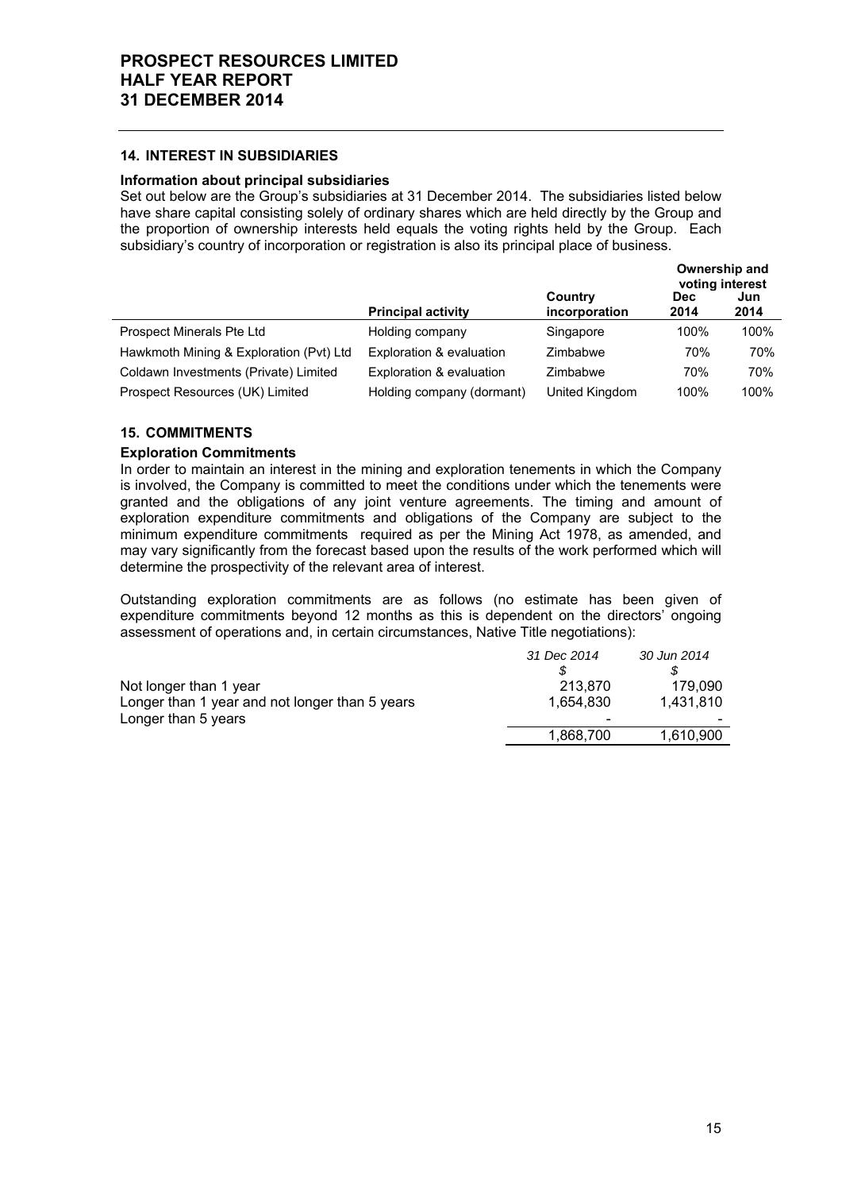## 14. INTEREST IN SUBSIDIARIES

**Information about principal subsidiaries**

Set out below are the Group's subsidiaries at 31 December 2014. The subsidiaries listed below have share capital consisting solely of ordinary shares which are held directly by the Group and the proportion of ownership interests held equals the voting rights held by the Group. Each subsidiary's country of incorporation or registration is also its principal place of business.

| | | | Ownership and voting interest | |
|---|---|---|---|---|
| | **Principal activity** | **Country incorporation** | **Dec 2014** | **Jun 2014** |
| Prospect Minerals Pte Ltd | Holding company | Singapore | 100% | 100% |
| Hawkmoth Mining & Exploration (Pvt) Ltd | Exploration & evaluation | Zimbabwe | 70% | 70% |
| Coldawn Investments (Private) Limited | Exploration & evaluation | Zimbabwe | 70% | 70% |
| Prospect Resources (UK) Limited | Holding company (dormant) | United Kingdom | 100% | 100% |

## 15. COMMITMENTS

**Exploration Commitments**

In order to maintain an interest in the mining and exploration tenements in which the Company is involved, the Company is committed to meet the conditions under which the tenements were granted and the obligations of any joint venture agreements. The timing and amount of exploration expenditure commitments and obligations of the Company are subject to the minimum expenditure commitments required as per the Mining Act 1978, as amended, and may vary significantly from the forecast based upon the results of the work performed which will determine the prospectivity of the relevant area of interest.

Outstanding exploration commitments are as follows (no estimate has been given of expenditure commitments beyond 12 months as this is dependent on the directors' ongoing assessment of operations and, in certain circumstances, Native Title negotiations):

| | *31 Dec 2014* | *30 Jun 2014* |
|---|---|---|
| | *$* | *$* |
| Not longer than 1 year | 213,870 | 179,090 |
| Longer than 1 year and not longer than 5 years | 1,654,830 | 1,431,810 |
| Longer than 5 years | - | - |
| | 1,868,700 | 1,610,900 |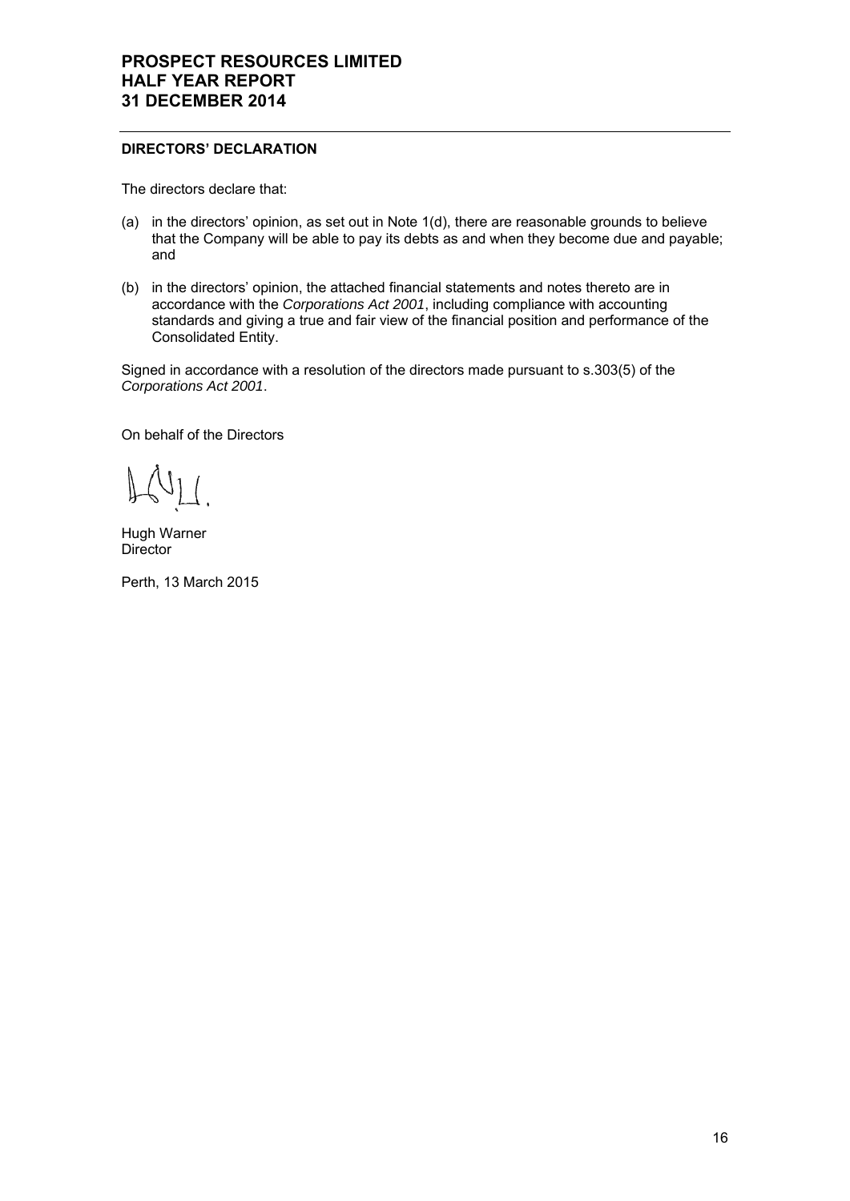**DIRECTORS' DECLARATION**

The directors declare that:

(a) in the directors' opinion, as set out in Note 1(d), there are reasonable grounds to believe that the Company will be able to pay its debts as and when they become due and payable; and

(b) in the directors' opinion, the attached financial statements and notes thereto are in accordance with the *Corporations Act 2001*, including compliance with accounting standards and giving a true and fair view of the financial position and performance of the Consolidated Entity.

Signed in accordance with a resolution of the directors made pursuant to s.303(5) of the *Corporations Act 2001*.

On behalf of the Directors

Hugh Warner
Director

Perth, 13 March 2015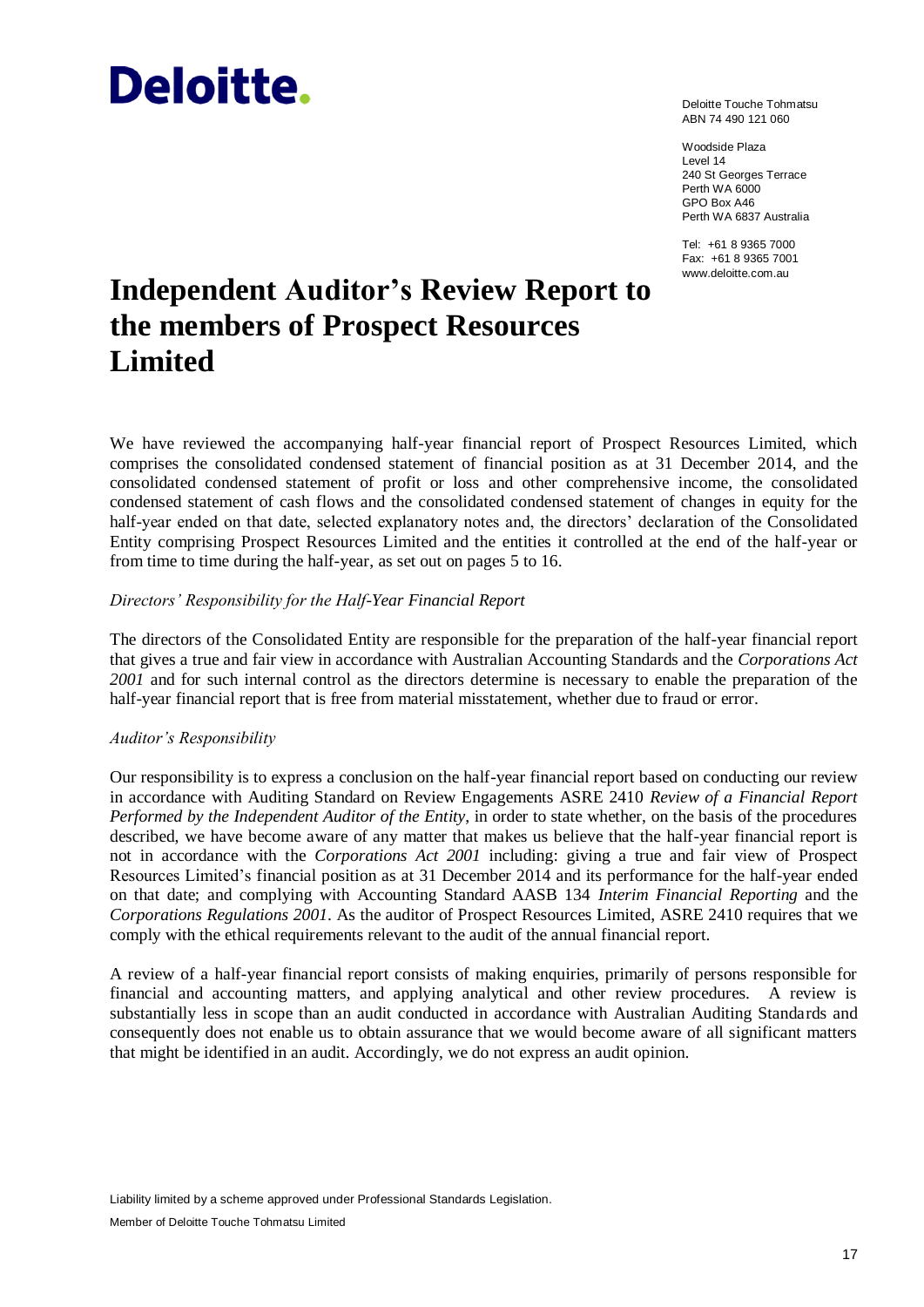Deloitte.

Deloitte Touche Tohmatsu
ABN 74 490 121 060

Woodside Plaza
Level 14
240 St Georges Terrace
Perth WA 6000
GPO Box A46
Perth WA 6837 Australia

Tel: +61 8 9365 7000
Fax: +61 8 9365 7001
www.deloitte.com.au

# Independent Auditor's Review Report to the members of Prospect Resources Limited

We have reviewed the accompanying half-year financial report of Prospect Resources Limited, which comprises the consolidated condensed statement of financial position as at 31 December 2014, and the consolidated condensed statement of profit or loss and other comprehensive income, the consolidated condensed statement of cash flows and the consolidated condensed statement of changes in equity for the half-year ended on that date, selected explanatory notes and, the directors' declaration of the Consolidated Entity comprising Prospect Resources Limited and the entities it controlled at the end of the half-year or from time to time during the half-year, as set out on pages 5 to 16.

*Directors' Responsibility for the Half-Year Financial Report*

The directors of the Consolidated Entity are responsible for the preparation of the half-year financial report that gives a true and fair view in accordance with Australian Accounting Standards and the *Corporations Act 2001* and for such internal control as the directors determine is necessary to enable the preparation of the half-year financial report that is free from material misstatement, whether due to fraud or error.

*Auditor's Responsibility*

Our responsibility is to express a conclusion on the half-year financial report based on conducting our review in accordance with Auditing Standard on Review Engagements ASRE 2410 *Review of a Financial Report Performed by the Independent Auditor of the Entity*, in order to state whether, on the basis of the procedures described, we have become aware of any matter that makes us believe that the half-year financial report is not in accordance with the *Corporations Act 2001* including: giving a true and fair view of Prospect Resources Limited's financial position as at 31 December 2014 and its performance for the half-year ended on that date; and complying with Accounting Standard AASB 134 *Interim Financial Reporting* and the *Corporations Regulations 2001*. As the auditor of Prospect Resources Limited, ASRE 2410 requires that we comply with the ethical requirements relevant to the audit of the annual financial report.

A review of a half-year financial report consists of making enquiries, primarily of persons responsible for financial and accounting matters, and applying analytical and other review procedures. A review is substantially less in scope than an audit conducted in accordance with Australian Auditing Standards and consequently does not enable us to obtain assurance that we would become aware of all significant matters that might be identified in an audit. Accordingly, we do not express an audit opinion.

Liability limited by a scheme approved under Professional Standards Legislation.

Member of Deloitte Touche Tohmatsu Limited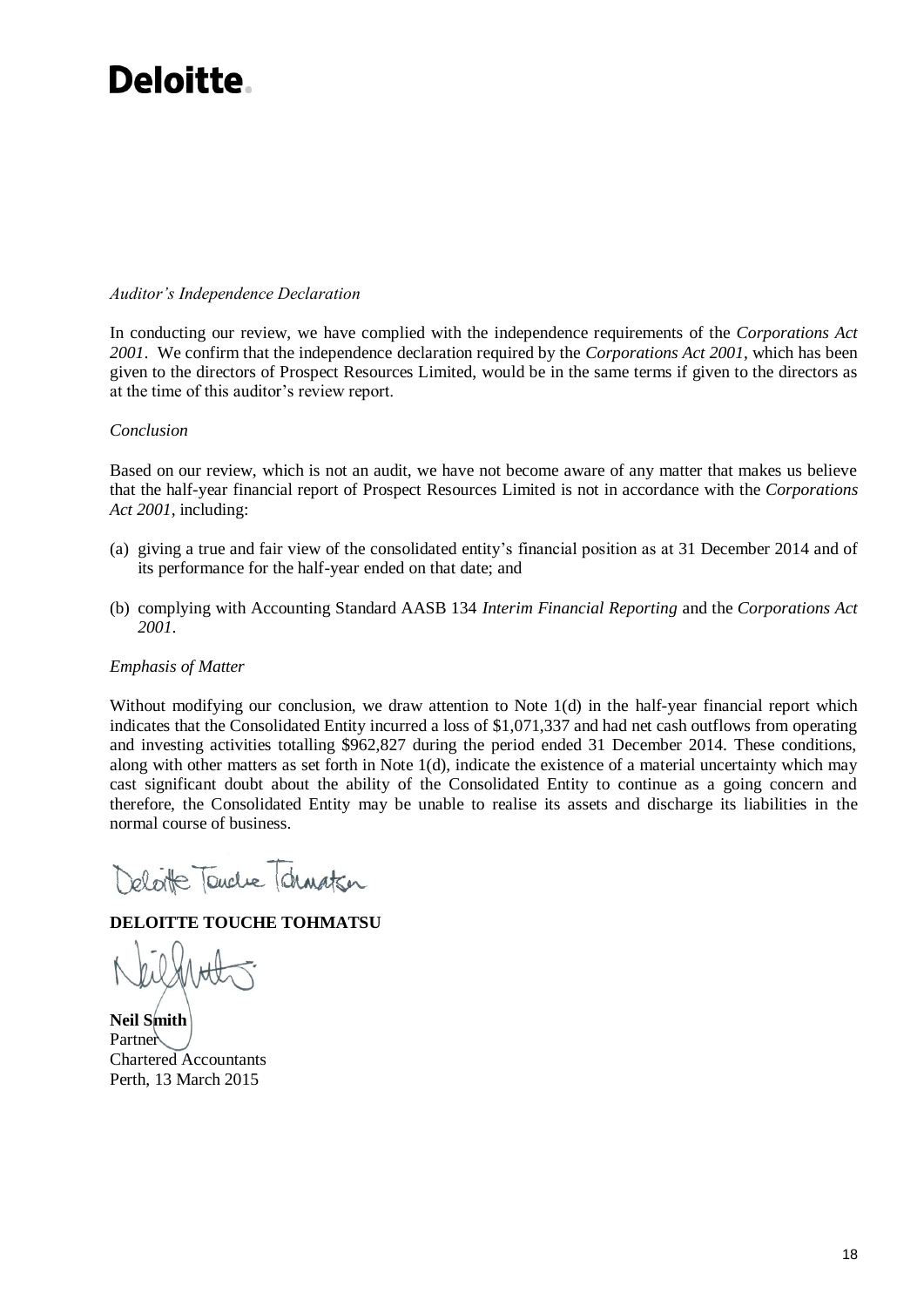**Deloitte.**

*Auditor's Independence Declaration*

In conducting our review, we have complied with the independence requirements of the *Corporations Act 2001*. We confirm that the independence declaration required by the *Corporations Act 2001*, which has been given to the directors of Prospect Resources Limited, would be in the same terms if given to the directors as at the time of this auditor's review report.

*Conclusion*

Based on our review, which is not an audit, we have not become aware of any matter that makes us believe that the half-year financial report of Prospect Resources Limited is not in accordance with the *Corporations Act 2001*, including:

(a) giving a true and fair view of the consolidated entity's financial position as at 31 December 2014 and of its performance for the half-year ended on that date; and

(b) complying with Accounting Standard AASB 134 *Interim Financial Reporting* and the *Corporations Act 2001*.

*Emphasis of Matter*

Without modifying our conclusion, we draw attention to Note 1(d) in the half-year financial report which indicates that the Consolidated Entity incurred a loss of $1,071,337 and had net cash outflows from operating and investing activities totalling $962,827 during the period ended 31 December 2014. These conditions, along with other matters as set forth in Note 1(d), indicate the existence of a material uncertainty which may cast significant doubt about the ability of the Consolidated Entity to continue as a going concern and therefore, the Consolidated Entity may be unable to realise its assets and discharge its liabilities in the normal course of business.

Deloitte Touche Tohmatsu

**DELOITTE TOUCHE TOHMATSU**

**Neil Smith**
Partner
Chartered Accountants
Perth, 13 March 2015